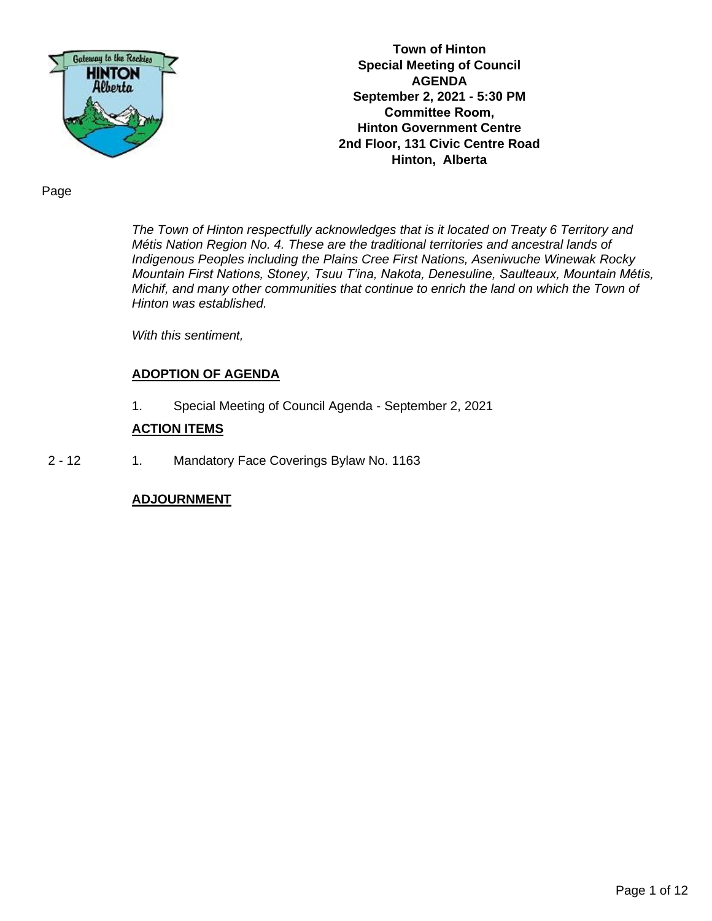**Town of Hinton**
**Special Meeting of Council**
**AGENDA**
**September 2, 2021 - 5:30 PM**
**Committee Room,**
**Hinton Government Centre**
**2nd Floor, 131 Civic Centre Road**
**Hinton, Alberta**

Page

*The Town of Hinton respectfully acknowledges that is it located on Treaty 6 Territory and Métis Nation Region No. 4. These are the traditional territories and ancestral lands of Indigenous Peoples including the Plains Cree First Nations, Aseniwuche Winewak Rocky Mountain First Nations, Stoney, Tsuu T'ina, Nakota, Denesuline, Saulteaux, Mountain Métis, Michif, and many other communities that continue to enrich the land on which the Town of Hinton was established.*

*With this sentiment,*

**ADOPTION OF AGENDA**

1. Special Meeting of Council Agenda - September 2, 2021

**ACTION ITEMS**

2 - 12 &nbsp;&nbsp; 1. Mandatory Face Coverings Bylaw No. 1163

**ADJOURNMENT**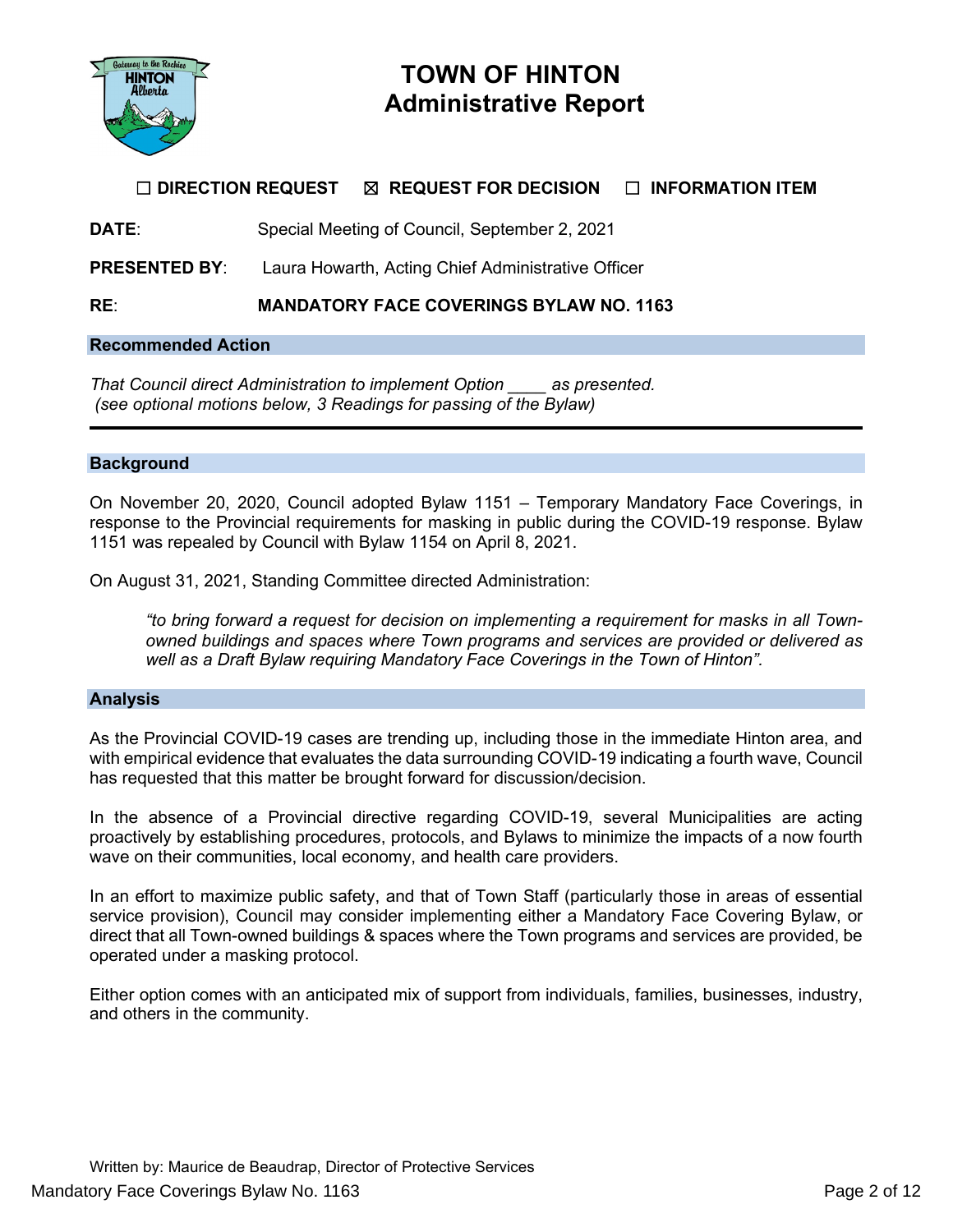# TOWN OF HINTON
## Administrative Report

☐ **DIRECTION REQUEST** ☒ **REQUEST FOR DECISION** ☐ **INFORMATION ITEM**

**DATE**: Special Meeting of Council, September 2, 2021

**PRESENTED BY**: Laura Howarth, Acting Chief Administrative Officer

**RE**: **MANDATORY FACE COVERINGS BYLAW NO. 1163**

### Recommended Action

*That Council direct Administration to implement Option ____ as presented.*
*(see optional motions below, 3 Readings for passing of the Bylaw)*

---

### Background

On November 20, 2020, Council adopted Bylaw 1151 – Temporary Mandatory Face Coverings, in response to the Provincial requirements for masking in public during the COVID-19 response. Bylaw 1151 was repealed by Council with Bylaw 1154 on April 8, 2021.

On August 31, 2021, Standing Committee directed Administration:

> *"to bring forward a request for decision on implementing a requirement for masks in all Town-owned buildings and spaces where Town programs and services are provided or delivered as well as a Draft Bylaw requiring Mandatory Face Coverings in the Town of Hinton".*

### Analysis

As the Provincial COVID-19 cases are trending up, including those in the immediate Hinton area, and with empirical evidence that evaluates the data surrounding COVID-19 indicating a fourth wave, Council has requested that this matter be brought forward for discussion/decision.

In the absence of a Provincial directive regarding COVID-19, several Municipalities are acting proactively by establishing procedures, protocols, and Bylaws to minimize the impacts of a now fourth wave on their communities, local economy, and health care providers.

In an effort to maximize public safety, and that of Town Staff (particularly those in areas of essential service provision), Council may consider implementing either a Mandatory Face Covering Bylaw, or direct that all Town-owned buildings & spaces where the Town programs and services are provided, be operated under a masking protocol.

Either option comes with an anticipated mix of support from individuals, families, businesses, industry, and others in the community.

Written by: Maurice de Beaudrap, Director of Protective Services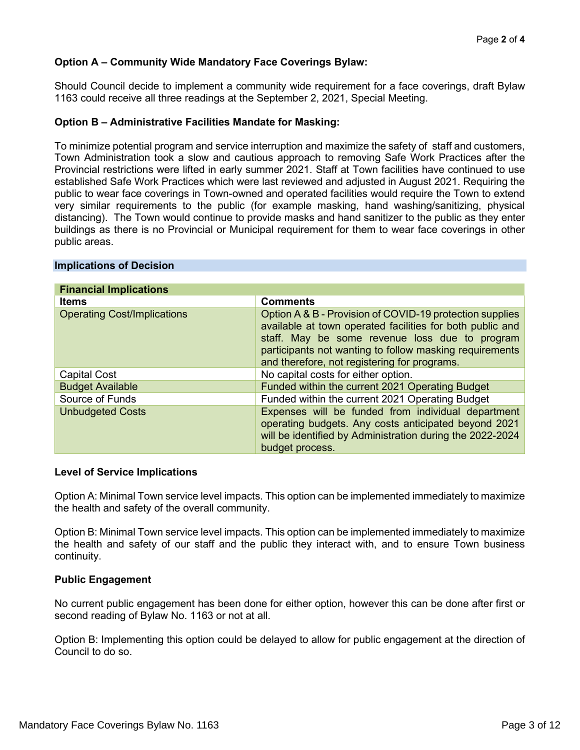**Option A – Community Wide Mandatory Face Coverings Bylaw:**

Should Council decide to implement a community wide requirement for a face coverings, draft Bylaw 1163 could receive all three readings at the September 2, 2021, Special Meeting.

**Option B – Administrative Facilities Mandate for Masking:**

To minimize potential program and service interruption and maximize the safety of staff and customers, Town Administration took a slow and cautious approach to removing Safe Work Practices after the Provincial restrictions were lifted in early summer 2021. Staff at Town facilities have continued to use established Safe Work Practices which were last reviewed and adjusted in August 2021. Requiring the public to wear face coverings in Town-owned and operated facilities would require the Town to extend very similar requirements to the public (for example masking, hand washing/sanitizing, physical distancing). The Town would continue to provide masks and hand sanitizer to the public as they enter buildings as there is no Provincial or Municipal requirement for them to wear face coverings in other public areas.

## Implications of Decision

| Financial Implications | |
|---|---|
| **Items** | **Comments** |
| Operating Cost/Implications | Option A & B - Provision of COVID-19 protection supplies available at town operated facilities for both public and staff. May be some revenue loss due to program participants not wanting to follow masking requirements and therefore, not registering for programs. |
| Capital Cost | No capital costs for either option. |
| Budget Available | Funded within the current 2021 Operating Budget |
| Source of Funds | Funded within the current 2021 Operating Budget |
| Unbudgeted Costs | Expenses will be funded from individual department operating budgets. Any costs anticipated beyond 2021 will be identified by Administration during the 2022-2024 budget process. |

**Level of Service Implications**

Option A: Minimal Town service level impacts. This option can be implemented immediately to maximize the health and safety of the overall community.

Option B: Minimal Town service level impacts. This option can be implemented immediately to maximize the health and safety of our staff and the public they interact with, and to ensure Town business continuity.

**Public Engagement**

No current public engagement has been done for either option, however this can be done after first or second reading of Bylaw No. 1163 or not at all.

Option B: Implementing this option could be delayed to allow for public engagement at the direction of Council to do so.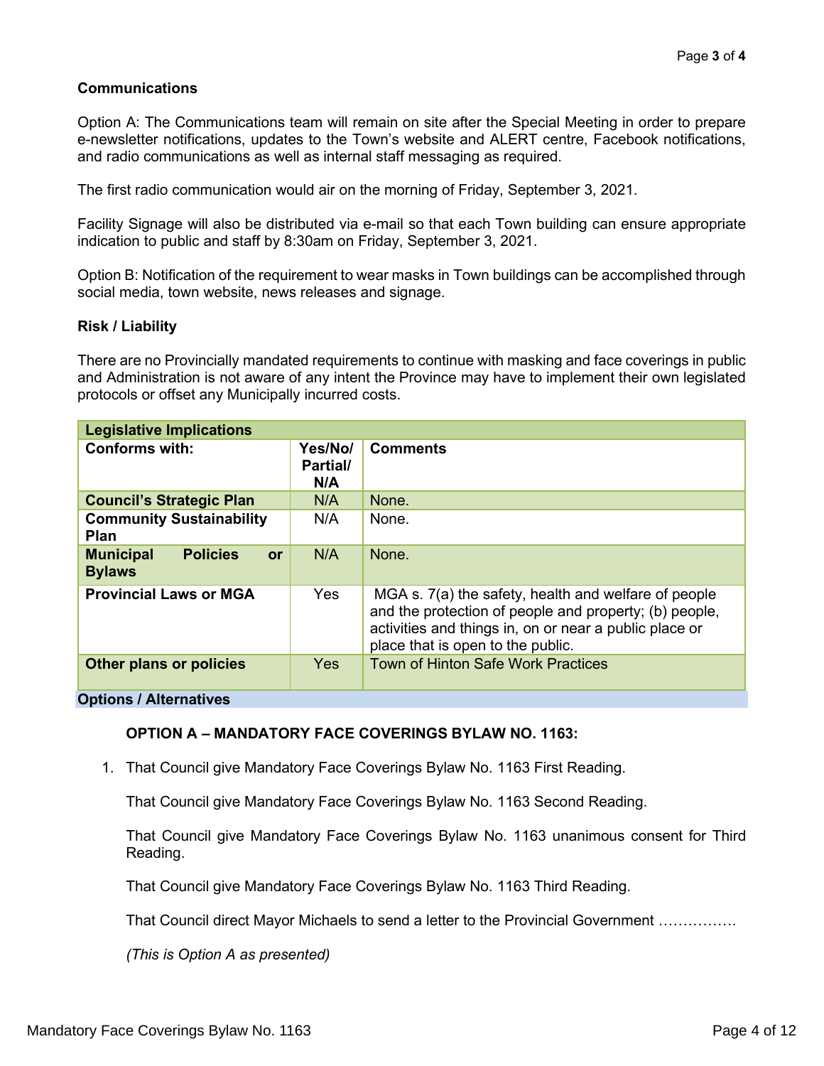**Communications**

Option A: The Communications team will remain on site after the Special Meeting in order to prepare e-newsletter notifications, updates to the Town's website and ALERT centre, Facebook notifications, and radio communications as well as internal staff messaging as required.

The first radio communication would air on the morning of Friday, September 3, 2021.

Facility Signage will also be distributed via e-mail so that each Town building can ensure appropriate indication to public and staff by 8:30am on Friday, September 3, 2021.

Option B: Notification of the requirement to wear masks in Town buildings can be accomplished through social media, town website, news releases and signage.

**Risk / Liability**

There are no Provincially mandated requirements to continue with masking and face coverings in public and Administration is not aware of any intent the Province may have to implement their own legislated protocols or offset any Municipally incurred costs.

| **Legislative Implications** | | |
|---|---|---|
| **Conforms with:** | **Yes/No/ Partial/ N/A** | **Comments** |
| **Council's Strategic Plan** | N/A | None. |
| **Community Sustainability Plan** | N/A | None. |
| **Municipal Policies or Bylaws** | N/A | None. |
| **Provincial Laws or MGA** | Yes | MGA s. 7(a) the safety, health and welfare of people and the protection of people and property; (b) people, activities and things in, on or near a public place or place that is open to the public. |
| **Other plans or policies** | Yes | Town of Hinton Safe Work Practices |

**Options / Alternatives**

**OPTION A – MANDATORY FACE COVERINGS BYLAW NO. 1163:**

1. That Council give Mandatory Face Coverings Bylaw No. 1163 First Reading.

   That Council give Mandatory Face Coverings Bylaw No. 1163 Second Reading.

   That Council give Mandatory Face Coverings Bylaw No. 1163 unanimous consent for Third Reading.

   That Council give Mandatory Face Coverings Bylaw No. 1163 Third Reading.

   That Council direct Mayor Michaels to send a letter to the Provincial Government …………….

   *(This is Option A as presented)*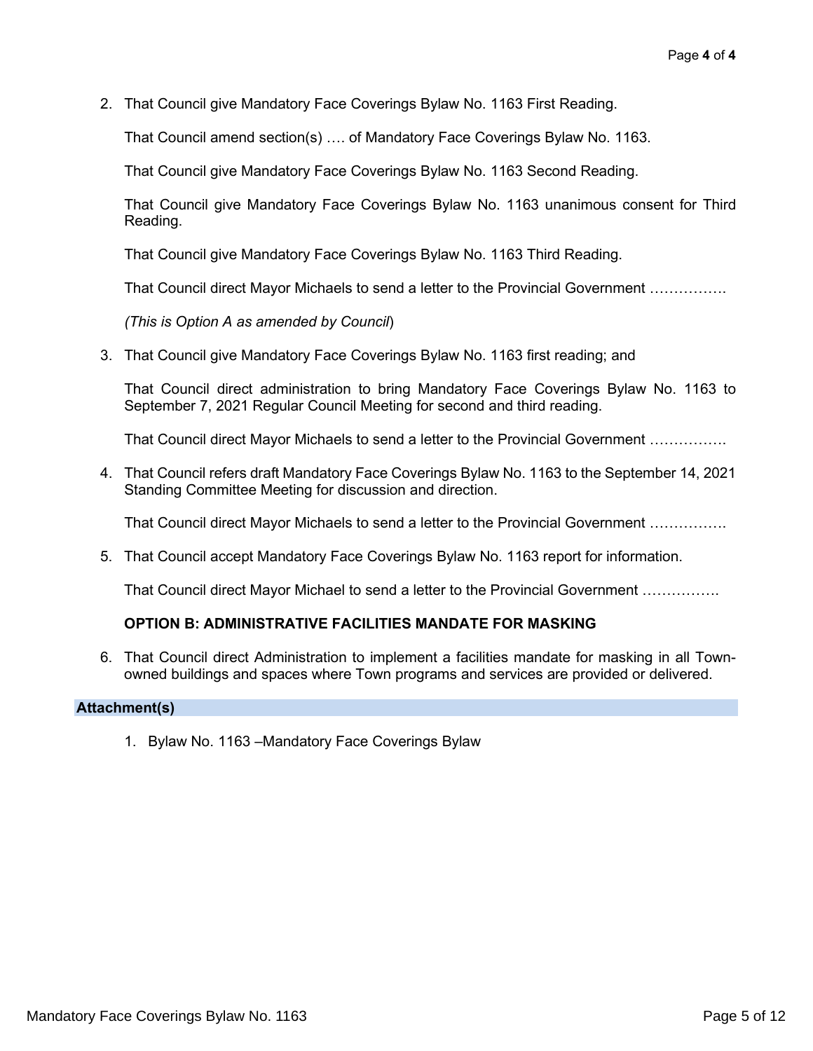2. That Council give Mandatory Face Coverings Bylaw No. 1163 First Reading.

   That Council amend section(s) …. of Mandatory Face Coverings Bylaw No. 1163.

   That Council give Mandatory Face Coverings Bylaw No. 1163 Second Reading.

   That Council give Mandatory Face Coverings Bylaw No. 1163 unanimous consent for Third Reading.

   That Council give Mandatory Face Coverings Bylaw No. 1163 Third Reading.

   That Council direct Mayor Michaels to send a letter to the Provincial Government …………….

   *(This is Option A as amended by Council*)

3. That Council give Mandatory Face Coverings Bylaw No. 1163 first reading; and

   That Council direct administration to bring Mandatory Face Coverings Bylaw No. 1163 to September 7, 2021 Regular Council Meeting for second and third reading.

   That Council direct Mayor Michaels to send a letter to the Provincial Government …………….

4. That Council refers draft Mandatory Face Coverings Bylaw No. 1163 to the September 14, 2021 Standing Committee Meeting for discussion and direction.

   That Council direct Mayor Michaels to send a letter to the Provincial Government …………….

5. That Council accept Mandatory Face Coverings Bylaw No. 1163 report for information.

   That Council direct Mayor Michael to send a letter to the Provincial Government …………….

**OPTION B: ADMINISTRATIVE FACILITIES MANDATE FOR MASKING**

6. That Council direct Administration to implement a facilities mandate for masking in all Town-owned buildings and spaces where Town programs and services are provided or delivered.

## Attachment(s)

1. Bylaw No. 1163 –Mandatory Face Coverings Bylaw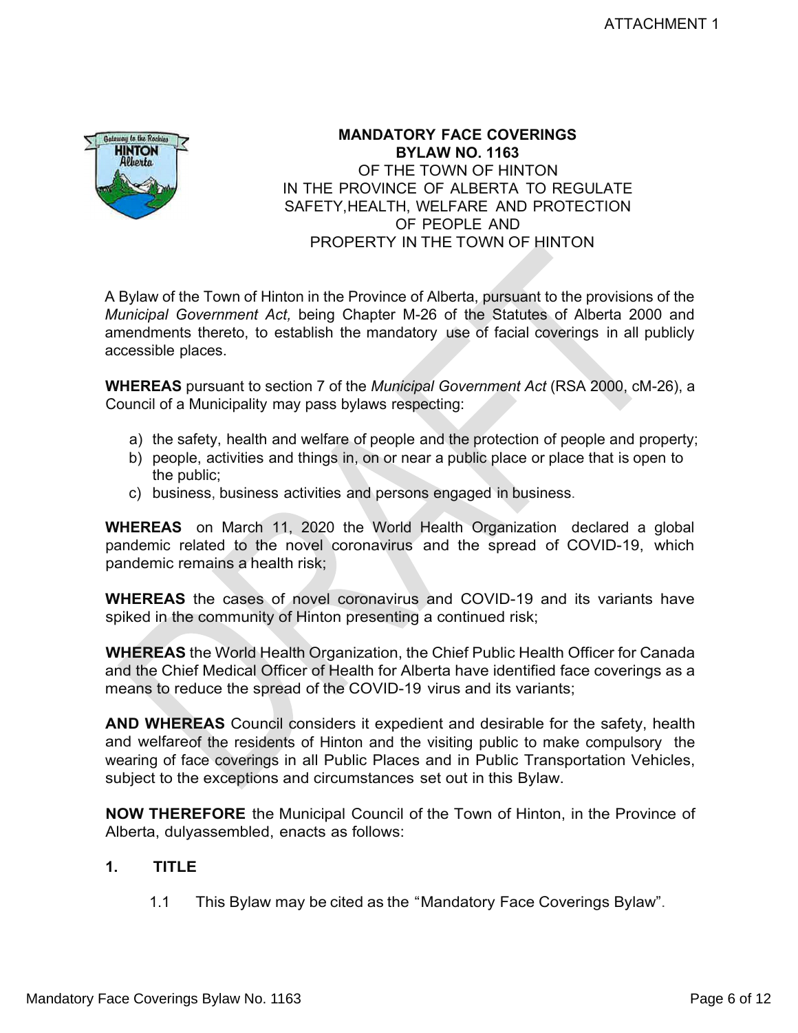ATTACHMENT 1

**MANDATORY FACE COVERINGS**
**BYLAW NO. 1163**
OF THE TOWN OF HINTON
IN THE PROVINCE OF ALBERTA TO REGULATE
SAFETY,HEALTH, WELFARE AND PROTECTION
OF PEOPLE AND
PROPERTY IN THE TOWN OF HINTON

A Bylaw of the Town of Hinton in the Province of Alberta, pursuant to the provisions of the *Municipal Government Act,* being Chapter M-26 of the Statutes of Alberta 2000 and amendments thereto, to establish the mandatory use of facial coverings in all publicly accessible places.

**WHEREAS** pursuant to section 7 of the *Municipal Government Act* (RSA 2000, cM-26), a Council of a Municipality may pass bylaws respecting:

a) the safety, health and welfare of people and the protection of people and property;
b) people, activities and things in, on or near a public place or place that is open to the public;
c) business, business activities and persons engaged in business.

**WHEREAS** on March 11, 2020 the World Health Organization declared a global pandemic related to the novel coronavirus and the spread of COVID-19, which pandemic remains a health risk;

**WHEREAS** the cases of novel coronavirus and COVID-19 and its variants have spiked in the community of Hinton presenting a continued risk;

**WHEREAS** the World Health Organization, the Chief Public Health Officer for Canada and the Chief Medical Officer of Health for Alberta have identified face coverings as a means to reduce the spread of the COVID-19 virus and its variants;

**AND WHEREAS** Council considers it expedient and desirable for the safety, health and welfareof the residents of Hinton and the visiting public to make compulsory the wearing of face coverings in all Public Places and in Public Transportation Vehicles, subject to the exceptions and circumstances set out in this Bylaw.

**NOW THEREFORE** the Municipal Council of the Town of Hinton, in the Province of Alberta, dulyassembled, enacts as follows:

## 1. TITLE

1.1 This Bylaw may be cited as the "Mandatory Face Coverings Bylaw".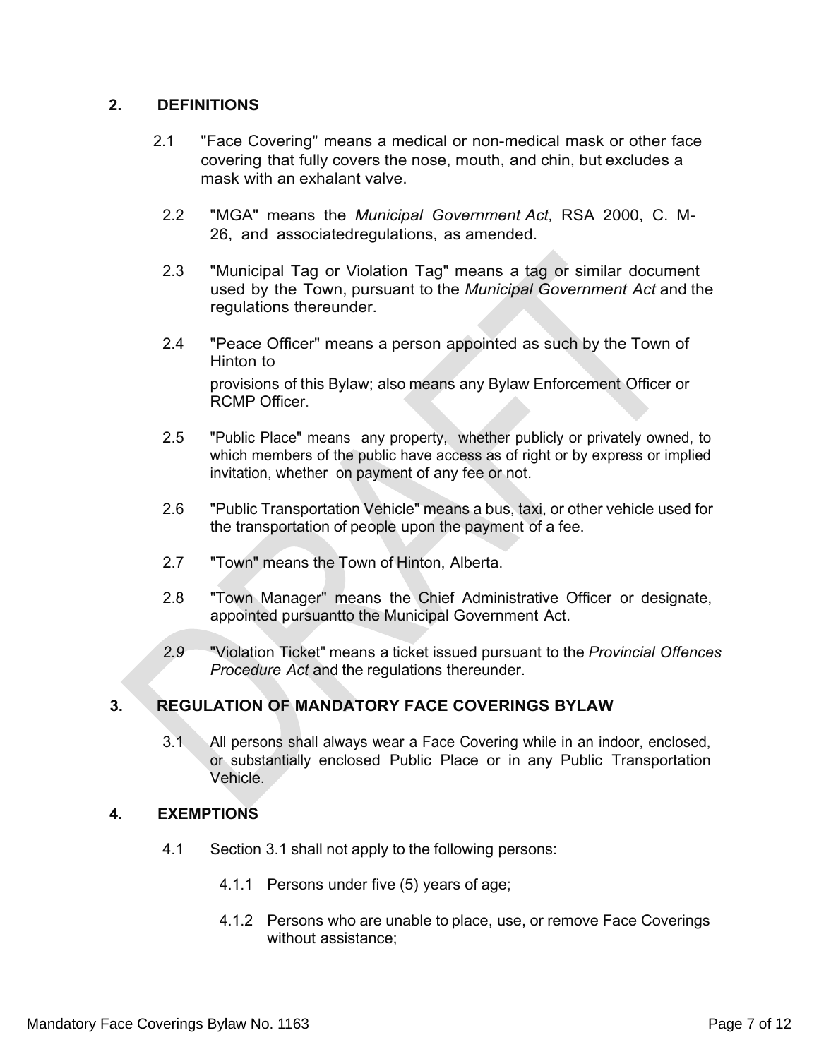## 2. DEFINITIONS

2.1 "Face Covering" means a medical or non-medical mask or other face covering that fully covers the nose, mouth, and chin, but excludes a mask with an exhalant valve.

2.2 "MGA" means the *Municipal Government Act,* RSA 2000, C. M-26, and associatedregulations, as amended.

2.3 "Municipal Tag or Violation Tag" means a tag or similar document used by the Town, pursuant to the *Municipal Government Act* and the regulations thereunder.

2.4 "Peace Officer" means a person appointed as such by the Town of Hinton to

provisions of this Bylaw; also means any Bylaw Enforcement Officer or RCMP Officer.

2.5 "Public Place" means any property, whether publicly or privately owned, to which members of the public have access as of right or by express or implied invitation, whether on payment of any fee or not.

2.6 "Public Transportation Vehicle" means a bus, taxi, or other vehicle used for the transportation of people upon the payment of a fee.

2.7 "Town" means the Town of Hinton, Alberta.

2.8 "Town Manager" means the Chief Administrative Officer or designate, appointed pursuantto the Municipal Government Act.

*2.9* "Violation Ticket" means a ticket issued pursuant to the *Provincial Offences Procedure Act* and the regulations thereunder.

## 3. REGULATION OF MANDATORY FACE COVERINGS BYLAW

3.1 All persons shall always wear a Face Covering while in an indoor, enclosed, or substantially enclosed Public Place or in any Public Transportation Vehicle.

## 4. EXEMPTIONS

4.1 Section 3.1 shall not apply to the following persons:

4.1.1 Persons under five (5) years of age;

4.1.2 Persons who are unable to place, use, or remove Face Coverings without assistance;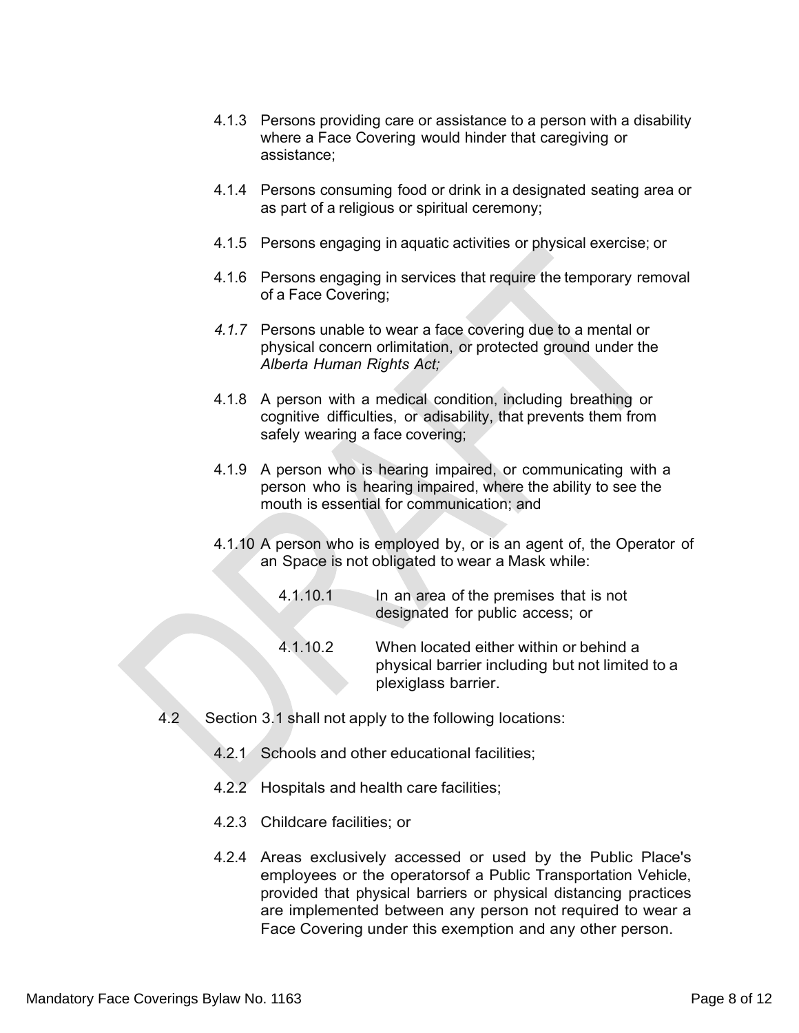4.1.3 Persons providing care or assistance to a person with a disability where a Face Covering would hinder that caregiving or assistance;

4.1.4 Persons consuming food or drink in a designated seating area or as part of a religious or spiritual ceremony;

4.1.5 Persons engaging in aquatic activities or physical exercise; or

4.1.6 Persons engaging in services that require the temporary removal of a Face Covering;

*4.1.7* Persons unable to wear a face covering due to a mental or physical concern orlimitation, or protected ground under the *Alberta Human Rights Act;*

4.1.8 A person with a medical condition, including breathing or cognitive difficulties, or adisability, that prevents them from safely wearing a face covering;

4.1.9 A person who is hearing impaired, or communicating with a person who is hearing impaired, where the ability to see the mouth is essential for communication; and

4.1.10 A person who is employed by, or is an agent of, the Operator of an Space is not obligated to wear a Mask while:

4.1.10.1 In an area of the premises that is not designated for public access; or

4.1.10.2 When located either within or behind a physical barrier including but not limited to a plexiglass barrier.

4.2 Section 3.1 shall not apply to the following locations:

4.2.1 Schools and other educational facilities;

4.2.2 Hospitals and health care facilities;

4.2.3 Childcare facilities; or

4.2.4 Areas exclusively accessed or used by the Public Place's employees or the operatorsof a Public Transportation Vehicle, provided that physical barriers or physical distancing practices are implemented between any person not required to wear a Face Covering under this exemption and any other person.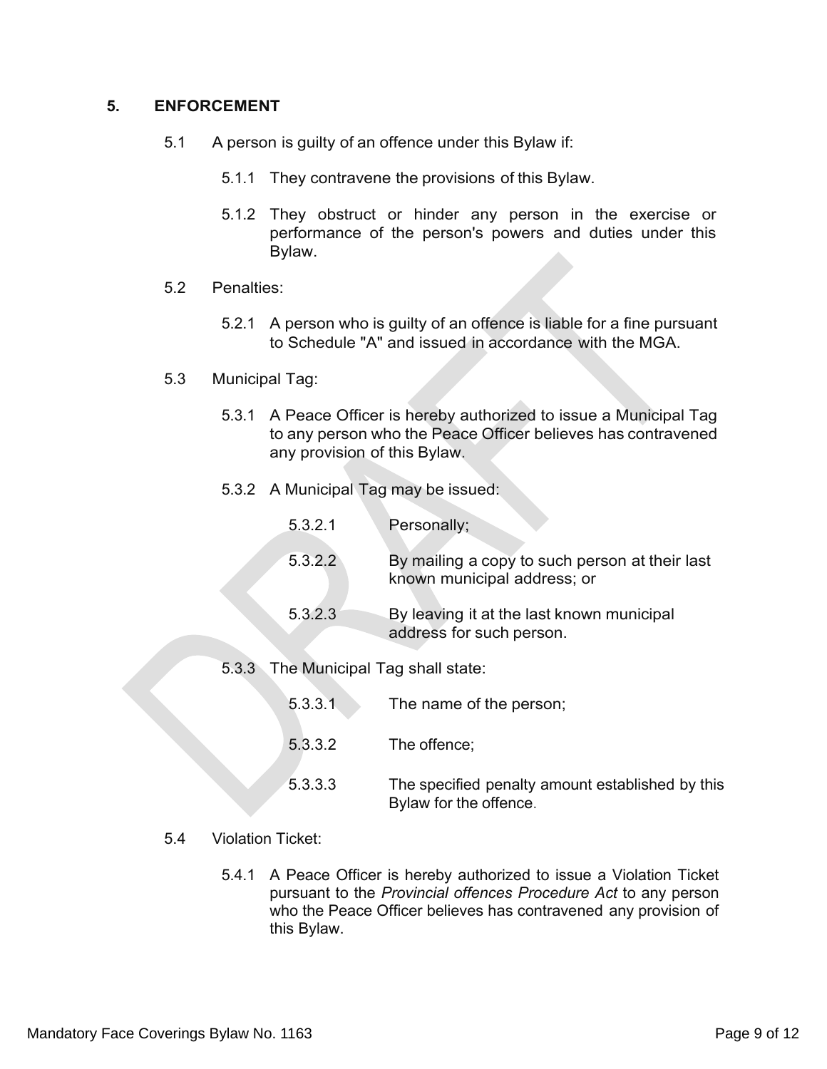## 5. ENFORCEMENT

5.1 A person is guilty of an offence under this Bylaw if:

5.1.1 They contravene the provisions of this Bylaw.

5.1.2 They obstruct or hinder any person in the exercise or performance of the person's powers and duties under this Bylaw.

5.2 Penalties:

5.2.1 A person who is guilty of an offence is liable for a fine pursuant to Schedule "A" and issued in accordance with the MGA.

5.3 Municipal Tag:

5.3.1 A Peace Officer is hereby authorized to issue a Municipal Tag to any person who the Peace Officer believes has contravened any provision of this Bylaw.

5.3.2 A Municipal Tag may be issued:

5.3.2.1 Personally;

5.3.2.2 By mailing a copy to such person at their last known municipal address; or

5.3.2.3 By leaving it at the last known municipal address for such person.

5.3.3 The Municipal Tag shall state:

5.3.3.1 The name of the person;

5.3.3.2 The offence;

5.3.3.3 The specified penalty amount established by this Bylaw for the offence.

5.4 Violation Ticket:

5.4.1 A Peace Officer is hereby authorized to issue a Violation Ticket pursuant to the *Provincial offences Procedure Act* to any person who the Peace Officer believes has contravened any provision of this Bylaw.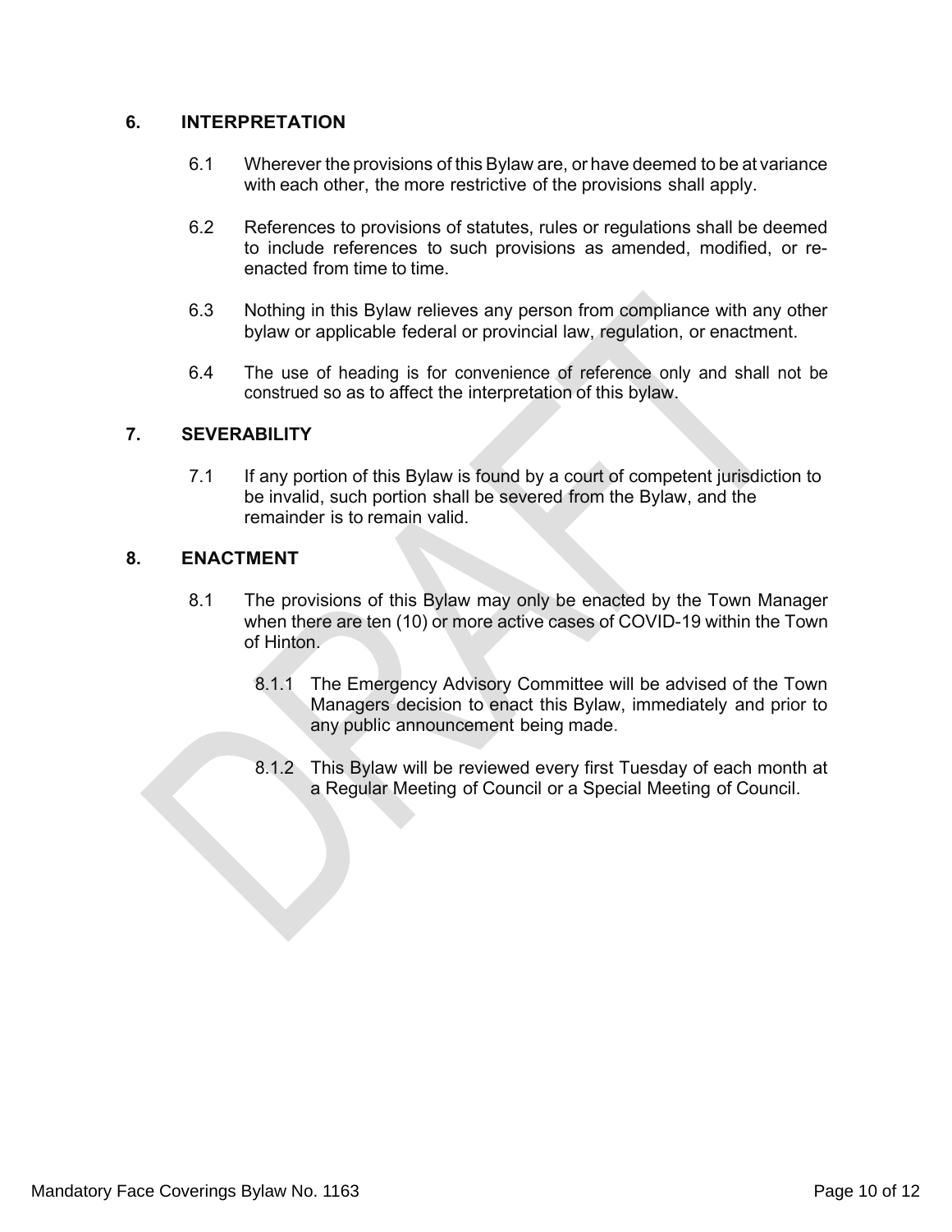## 6. INTERPRETATION

6.1 Wherever the provisions of this Bylaw are, or have deemed to be at variance with each other, the more restrictive of the provisions shall apply.

6.2 References to provisions of statutes, rules or regulations shall be deemed to include references to such provisions as amended, modified, or re-enacted from time to time.

6.3 Nothing in this Bylaw relieves any person from compliance with any other bylaw or applicable federal or provincial law, regulation, or enactment.

6.4 The use of heading is for convenience of reference only and shall not be construed so as to affect the interpretation of this bylaw.

## 7. SEVERABILITY

7.1 If any portion of this Bylaw is found by a court of competent jurisdiction to be invalid, such portion shall be severed from the Bylaw, and the remainder is to remain valid.

## 8. ENACTMENT

8.1 The provisions of this Bylaw may only be enacted by the Town Manager when there are ten (10) or more active cases of COVID-19 within the Town of Hinton.

8.1.1 The Emergency Advisory Committee will be advised of the Town Managers decision to enact this Bylaw, immediately and prior to any public announcement being made.

8.1.2 This Bylaw will be reviewed every first Tuesday of each month at a Regular Meeting of Council or a Special Meeting of Council.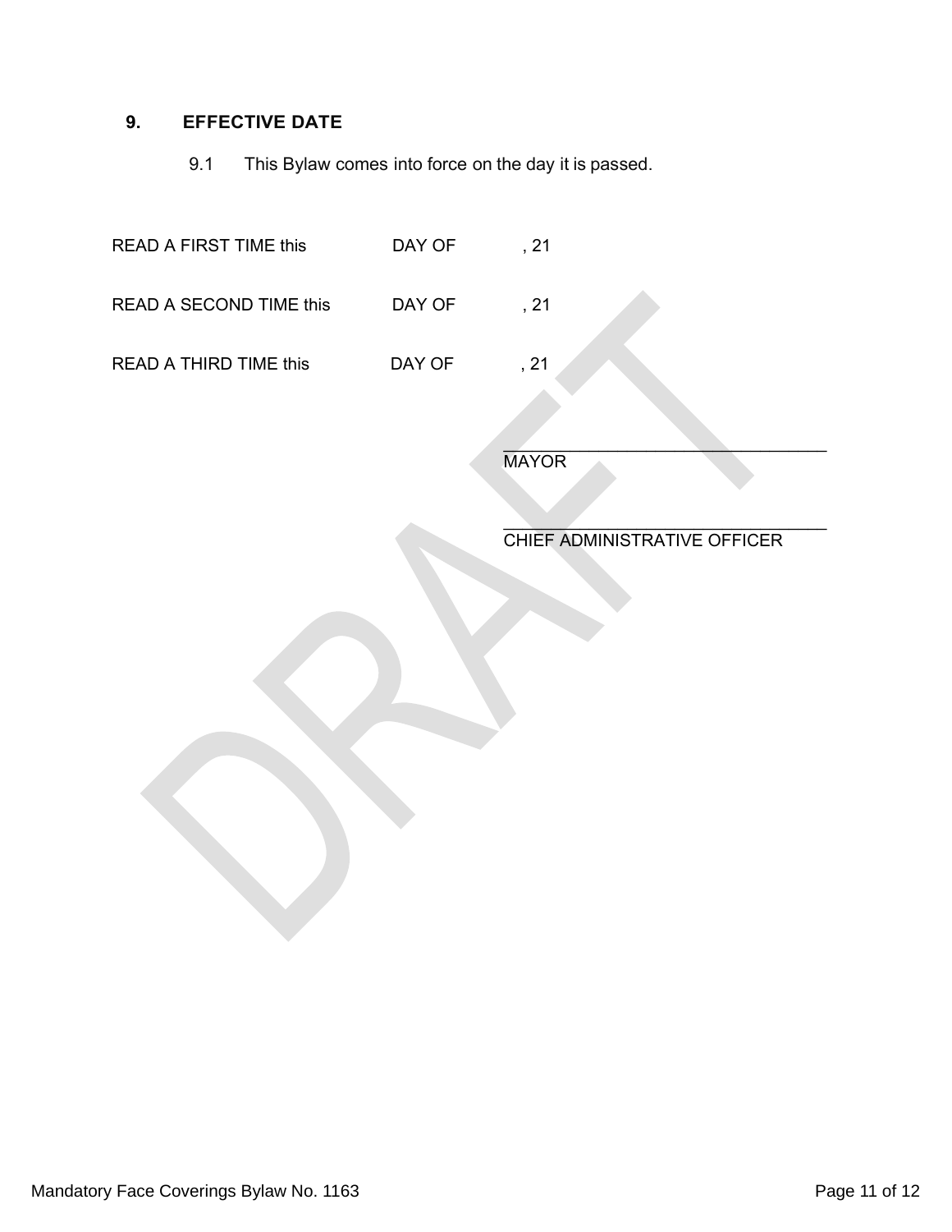## 9. EFFECTIVE DATE

9.1 This Bylaw comes into force on the day it is passed.

READ A FIRST TIME this DAY OF , 21

READ A SECOND TIME this DAY OF , 21

READ A THIRD TIME this DAY OF , 21

\_\_\_\_\_\_\_\_\_\_\_\_\_\_\_\_\_\_\_\_\_\_\_\_\_\_\_\_\_\_\_\_\_\_\_

MAYOR

\_\_\_\_\_\_\_\_\_\_\_\_\_\_\_\_\_\_\_\_\_\_\_\_\_\_\_\_\_\_\_\_\_\_\_

CHIEF ADMINISTRATIVE OFFICER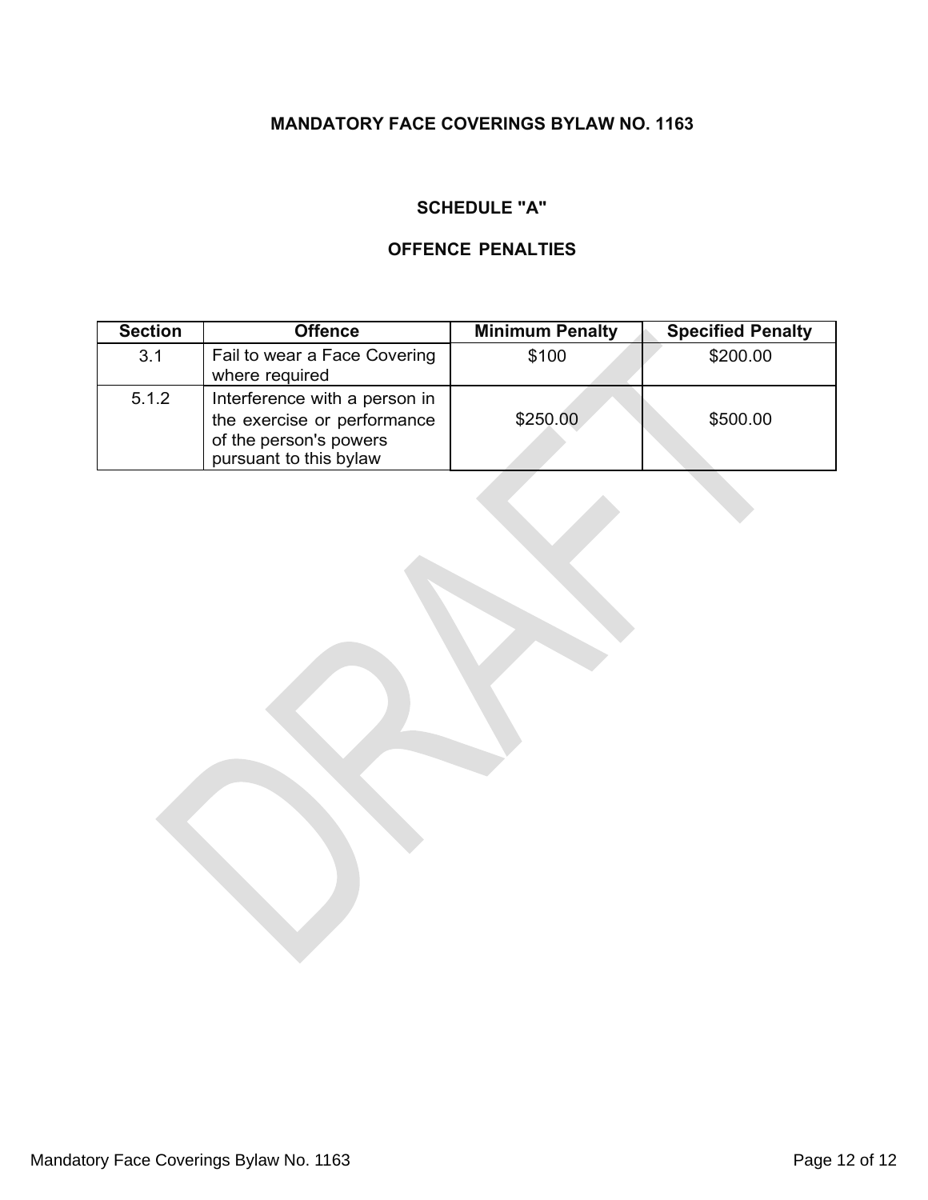**MANDATORY FACE COVERINGS BYLAW NO. 1163**

## SCHEDULE "A"

## OFFENCE PENALTIES

| Section | Offence | Minimum Penalty | Specified Penalty |
|---|---|---|---|
| 3.1 | Fail to wear a Face Covering where required | $100 | $200.00 |
| 5.1.2 | Interference with a person in the exercise or performance of the person's powers pursuant to this bylaw | $250.00 | $500.00 |

DRAFT